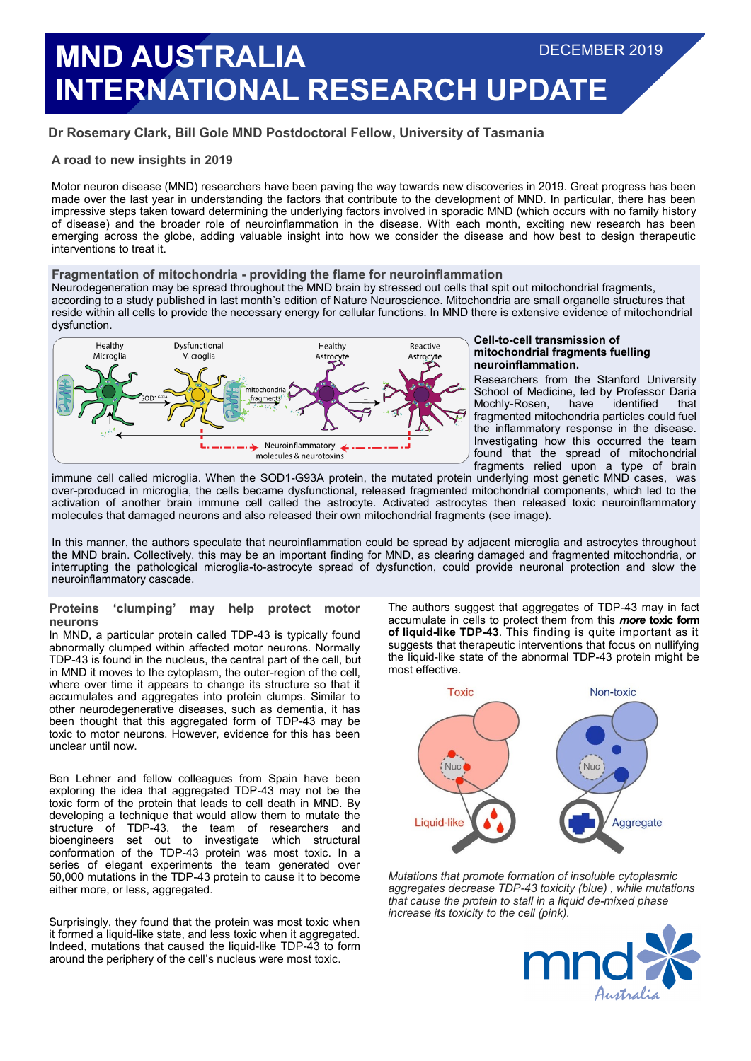# MND AUSTRALIA INTERNATIONAL RESEARCH UPDATE

DECEMBER 2019

**Dr Rosemary Clark, Bill Gole MND Postdoctoral Fellow, University of Tasmania**

## A road to new insights in 2019

Motor neuron disease (MND) researchers have been paving the way towards new discoveries in 2019. Great progress has been made over the last year in understanding the factors that contribute to the development of MND. In particular, there has been impressive steps taken toward determining the underlying factors involved in sporadic MND (which occurs with no family history of disease) and the broader role of neuroinflammation in the disease. With each month, exciting new research has been emerging across the globe, adding valuable insight into how we consider the disease and how best to design therapeutic interventions to treat it.

## Fragmentation of mitochondria - providing the flame for neuroinflammation

Neurodegeneration may be spread throughout the MND brain by stressed out cells that spit out mitochondrial fragments, according to a study published in last month's edition of Nature Neuroscience. Mitochondria are small organelle structures that reside within all cells to provide the necessary energy for cellular functions. In MND there is extensive evidence of mitochondrial dysfunction.

**Cell-to-cell transmission of mitochondrial fragments fuelling neuroinflammation.**

Researchers from the Stanford University School of Medicine, led by Professor Daria Mochly-Rosen, have identified that fragmented mitochondria particles could fuel the inflammatory response in the disease. Investigating how this occurred the team found that the spread of mitochondrial fragments relied upon a type of brain immune cell called microglia. When the SOD1-G93A protein, the mutated protein underlying most genetic MND cases, was over-produced in microglia, the cells became dysfunctional, released fragmented mitochondrial components, which led to the activation of another brain immune cell called the astrocyte. Activated astrocytes then released toxic neuroinflammatory molecules that damaged neurons and also released their own mitochondrial fragments (see image).

In this manner, the authors speculate that neuroinflammation could be spread by adjacent microglia and astrocytes throughout the MND brain. Collectively, this may be an important finding for MND, as clearing damaged and fragmented mitochondria, or interrupting the pathological microglia-to-astrocyte spread of dysfunction, could provide neuronal protection and slow the neuroinflammatory cascade.

## Proteins 'clumping' may help protect motor neurons

In MND, a particular protein called TDP-43 is typically found abnormally clumped within affected motor neurons. Normally TDP-43 is found in the nucleus, the central part of the cell, but in MND it moves to the cytoplasm, the outer-region of the cell, where over time it appears to change its structure so that it accumulates and aggregates into protein clumps. Similar to other neurodegenerative diseases, such as dementia, it has been thought that this aggregated form of TDP-43 may be toxic to motor neurons. However, evidence for this has been unclear until now.

Ben Lehner and fellow colleagues from Spain have been exploring the idea that aggregated TDP-43 may not be the toxic form of the protein that leads to cell death in MND. By developing a technique that would allow them to mutate the structure of TDP-43, the team of researchers and bioengineers set out to investigate which structural conformation of the TDP-43 protein was most toxic. In a series of elegant experiments the team generated over 50,000 mutations in the TDP-43 protein to cause it to become either more, or less, aggregated.

Surprisingly, they found that the protein was most toxic when it formed a liquid-like state, and less toxic when it aggregated. Indeed, mutations that caused the liquid-like TDP-43 to form around the periphery of the cell's nucleus were most toxic.

The authors suggest that aggregates of TDP-43 may in fact accumulate in cells to protect them from this ***more* toxic form of liquid-like TDP-43**. This finding is quite important as it suggests that therapeutic interventions that focus on nullifying the liquid-like state of the abnormal TDP-43 protein might be most effective.

*Mutations that promote formation of insoluble cytoplasmic aggregates decrease TDP-43 toxicity (blue) , while mutations that cause the protein to stall in a liquid de-mixed phase increase its toxicity to the cell (pink).*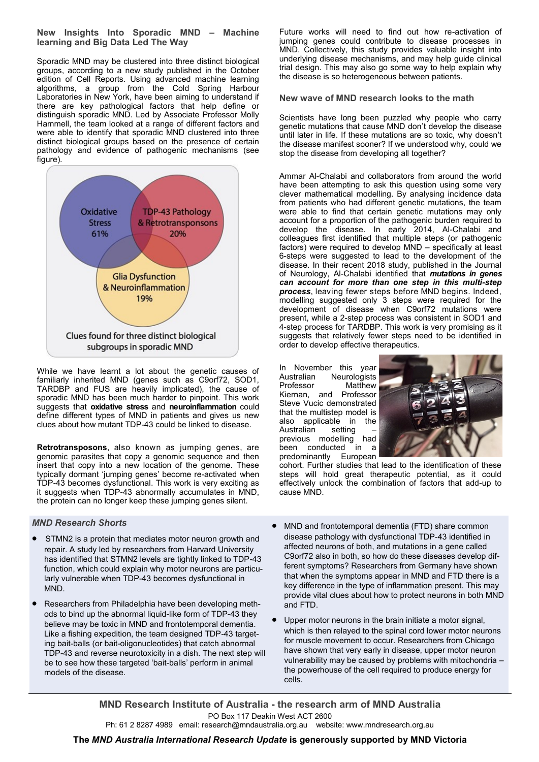## New Insights Into Sporadic MND – Machine learning and Big Data Led The Way

Sporadic MND may be clustered into three distinct biological groups, according to a new study published in the October edition of Cell Reports. Using advanced machine learning algorithms, a group from the Cold Spring Harbour Laboratories in New York, have been aiming to understand if there are key pathological factors that help define or distinguish sporadic MND. Led by Associate Professor Molly Hammell, the team looked at a range of different factors and were able to identify that sporadic MND clustered into three distinct biological groups based on the presence of certain pathology and evidence of pathogenic mechanisms (see figure).

Oxidative Stress 61%

TDP-43 Pathology & Retrotransponsons 20%

Glia Dysfunction & Neuroinflammation 19%

Clues found for three distinct biological subgroups in sporadic MND

While we have learnt a lot about the genetic causes of familiarly inherited MND (genes such as C9orf72, SOD1, TARDBP and FUS are heavily implicated), the cause of sporadic MND has been much harder to pinpoint. This work suggests that **oxidative stress** and **neuroinflammation** could define different types of MND in patients and gives us new clues about how mutant TDP-43 could be linked to disease.

**Retrotransposons**, also known as jumping genes, are genomic parasites that copy a genomic sequence and then insert that copy into a new location of the genome. These typically dormant 'jumping genes' become re-activated when TDP-43 becomes dysfunctional. This work is very exciting as it suggests when TDP-43 abnormally accumulates in MND, the protein can no longer keep these jumping genes silent.

Future works will need to find out how re-activation of jumping genes could contribute to disease processes in MND. Collectively, this study provides valuable insight into underlying disease mechanisms, and may help guide clinical trial design. This may also go some way to help explain why the disease is so heterogeneous between patients.

## New wave of MND research looks to the math

Scientists have long been puzzled why people who carry genetic mutations that cause MND don't develop the disease until later in life. If these mutations are so toxic, why doesn't the disease manifest sooner? If we understood why, could we stop the disease from developing all together?

Ammar Al-Chalabi and collaborators from around the world have been attempting to ask this question using some very clever mathematical modelling. By analysing incidence data from patients who had different genetic mutations, the team were able to find that certain genetic mutations may only account for a proportion of the pathogenic burden required to develop the disease. In early 2014, Al-Chalabi and colleagues first identified that multiple steps (or pathogenic factors) were required to develop MND – specifically at least 6-steps were suggested to lead to the development of the disease. In their recent 2018 study, published in the Journal of Neurology, Al-Chalabi identified that ***mutations in genes can account for more than one step in this multi-step process***, leaving fewer steps before MND begins. Indeed, modelling suggested only 3 steps were required for the development of disease when C9orf72 mutations were present, while a 2-step process was consistent in SOD1 and 4-step process for TARDBP. This work is very promising as it suggests that relatively fewer steps need to be identified in order to develop effective therapeutics.

In November this year Australian Neurologists Professor Matthew Kiernan, and Professor Steve Vucic demonstrated that the multistep model is also applicable in the Australian setting – previous modelling had been conducted in a predominantly European cohort. Further studies that lead to the identification of these steps will hold great therapeutic potential, as it could effectively unlock the combination of factors that add-up to cause MND.

### *MND Research Shorts*

- STMN2 is a protein that mediates motor neuron growth and repair. A study led by researchers from Harvard University has identified that STMN2 levels are tightly linked to TDP-43 function, which could explain why motor neurons are particularly vulnerable when TDP-43 becomes dysfunctional in MND.
- Researchers from Philadelphia have been developing methods to bind up the abnormal liquid-like form of TDP-43 they believe may be toxic in MND and frontotemporal dementia. Like a fishing expedition, the team designed TDP-43 targeting bait-balls (or bait-oligonucleotides) that catch abnormal TDP-43 and reverse neurotoxicity in a dish. The next step will be to see how these targeted 'bait-balls' perform in animal models of the disease.
- MND and frontotemporal dementia (FTD) share common disease pathology with dysfunctional TDP-43 identified in affected neurons of both, and mutations in a gene called C9orf72 also in both, so how do these diseases develop different symptoms? Researchers from Germany have shown that when the symptoms appear in MND and FTD there is a key difference in the type of inflammation present. This may provide vital clues about how to protect neurons in both MND and FTD.
- Upper motor neurons in the brain initiate a motor signal, which is then relayed to the spinal cord lower motor neurons for muscle movement to occur. Researchers from Chicago have shown that very early in disease, upper motor neuron vulnerability may be caused by problems with mitochondria – the powerhouse of the cell required to produce energy for cells.

**MND Research Institute of Australia - the research arm of MND Australia**
PO Box 117 Deakin West ACT 2600
Ph: 61 2 8287 4989 email: research@mndaustralia.org.au website: www.mndresearch.org.au

**The *MND Australia International Research Update* is generously supported by MND Victoria**